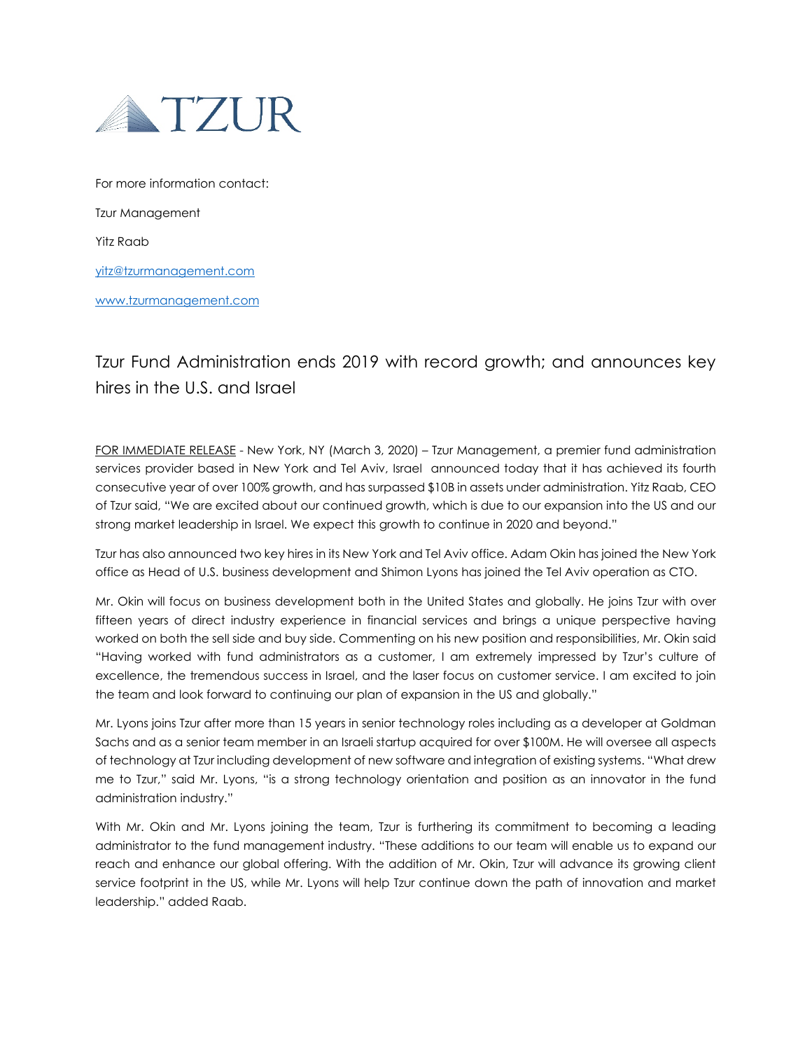TZUR

For more information contact:

Tzur Management

Yitz Raab

[yitz@tzurmanagement.com](mailto:yitz@tzurmanagement.com)

[www.tzurmanagement.com](http://www.tzurmanagement.com)

# Tzur Fund Administration ends 2019 with record growth; and announces key hires in the U.S. and Israel

FOR IMMEDIATE RELEASE - New York, NY (March 3, 2020) – Tzur Management, a premier fund administration services provider based in New York and Tel Aviv, Israel announced today that it has achieved its fourth consecutive year of over 100% growth, and has surpassed $10B in assets under administration. Yitz Raab, CEO of Tzur said, "We are excited about our continued growth, which is due to our expansion into the US and our strong market leadership in Israel. We expect this growth to continue in 2020 and beyond."

Tzur has also announced two key hires in its New York and Tel Aviv office. Adam Okin has joined the New York office as Head of U.S. business development and Shimon Lyons has joined the Tel Aviv operation as CTO.

Mr. Okin will focus on business development both in the United States and globally. He joins Tzur with over fifteen years of direct industry experience in financial services and brings a unique perspective having worked on both the sell side and buy side. Commenting on his new position and responsibilities, Mr. Okin said "Having worked with fund administrators as a customer, I am extremely impressed by Tzur's culture of excellence, the tremendous success in Israel, and the laser focus on customer service. I am excited to join the team and look forward to continuing our plan of expansion in the US and globally."

Mr. Lyons joins Tzur after more than 15 years in senior technology roles including as a developer at Goldman Sachs and as a senior team member in an Israeli startup acquired for over $100M. He will oversee all aspects of technology at Tzur including development of new software and integration of existing systems. "What drew me to Tzur," said Mr. Lyons, "is a strong technology orientation and position as an innovator in the fund administration industry."

With Mr. Okin and Mr. Lyons joining the team, Tzur is furthering its commitment to becoming a leading administrator to the fund management industry. "These additions to our team will enable us to expand our reach and enhance our global offering. With the addition of Mr. Okin, Tzur will advance its growing client service footprint in the US, while Mr. Lyons will help Tzur continue down the path of innovation and market leadership." added Raab.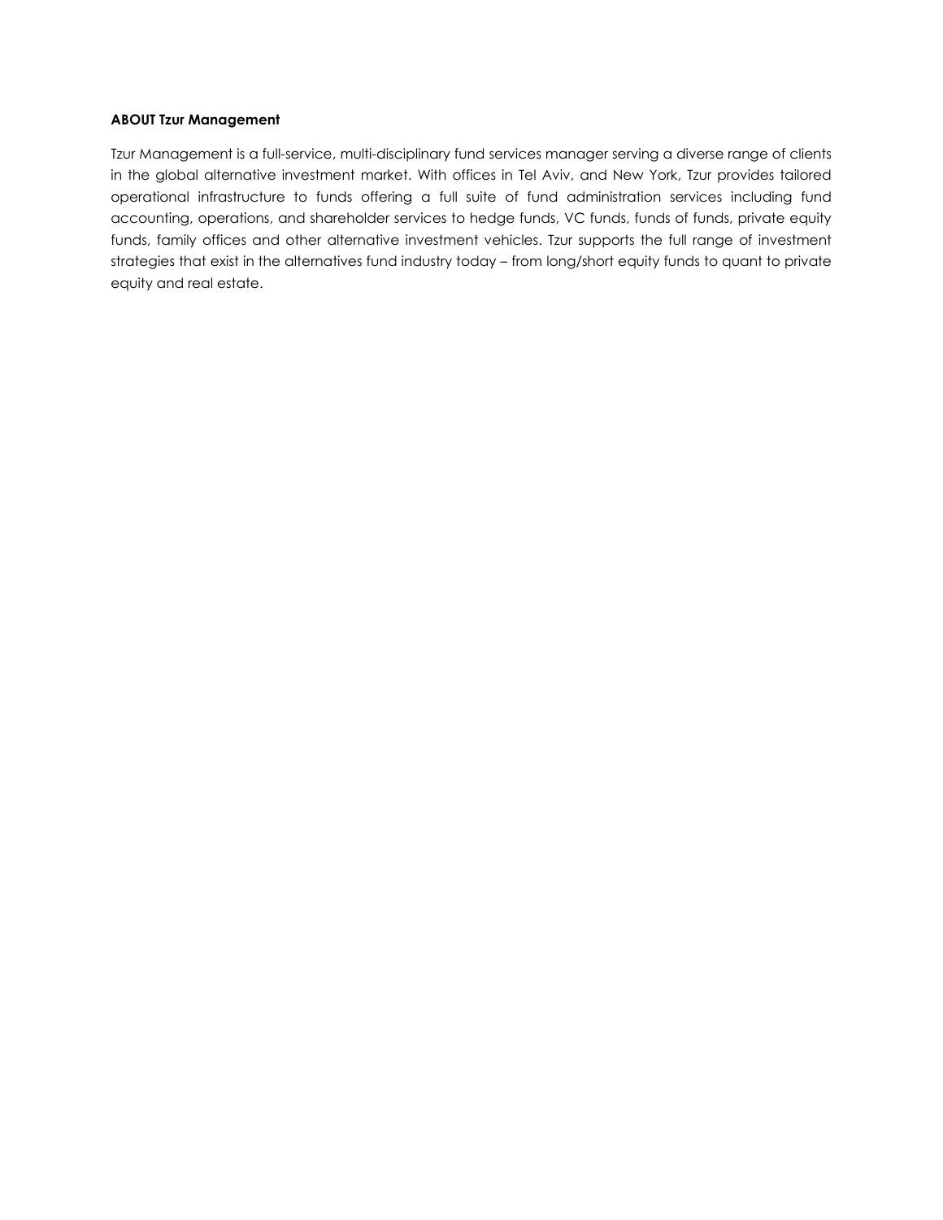**ABOUT Tzur Management**

Tzur Management is a full-service, multi-disciplinary fund services manager serving a diverse range of clients in the global alternative investment market. With offices in Tel Aviv, and New York, Tzur provides tailored operational infrastructure to funds offering a full suite of fund administration services including fund accounting, operations, and shareholder services to hedge funds, VC funds, funds of funds, private equity funds, family offices and other alternative investment vehicles. Tzur supports the full range of investment strategies that exist in the alternatives fund industry today – from long/short equity funds to quant to private equity and real estate.